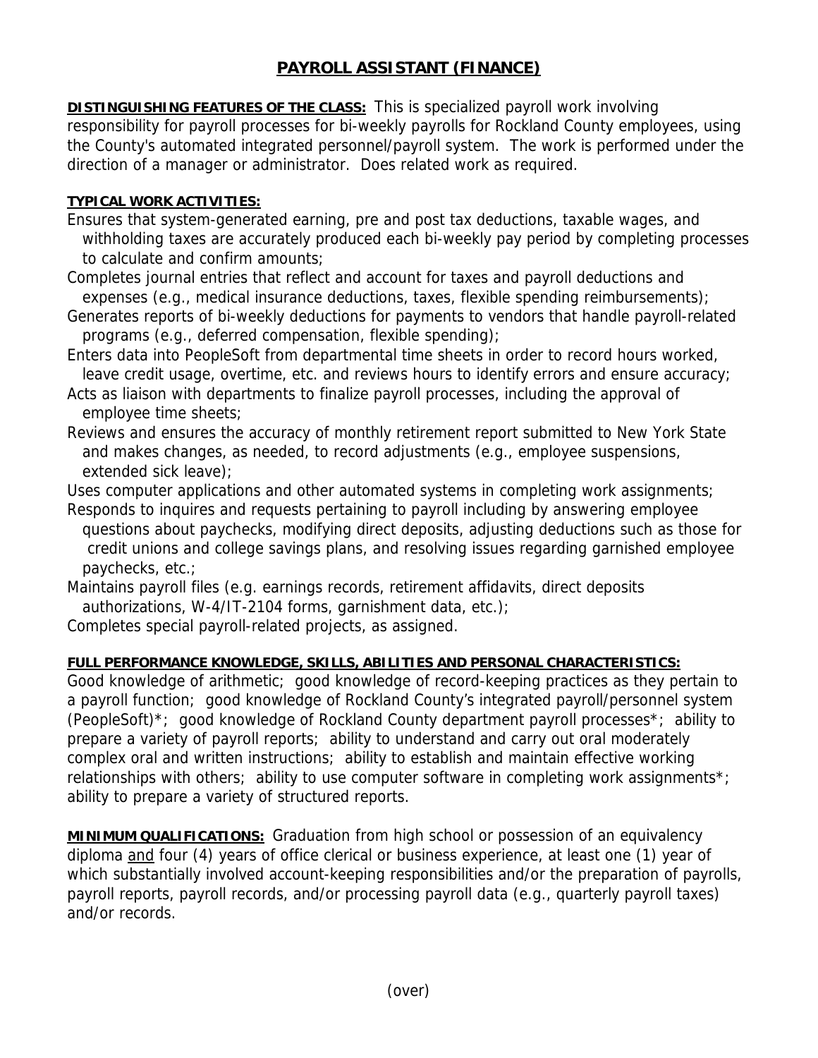# PAYROLL ASSISTANT (FINANCE)

**DISTINGUISHING FEATURES OF THE CLASS:** This is specialized payroll work involving responsibility for payroll processes for bi-weekly payrolls for Rockland County employees, using the County's automated integrated personnel/payroll system. The work is performed under the direction of a manager or administrator. Does related work as required.

**TYPICAL WORK ACTIVITIES:**

Ensures that system-generated earning, pre and post tax deductions, taxable wages, and withholding taxes are accurately produced each bi-weekly pay period by completing processes to calculate and confirm amounts;

Completes journal entries that reflect and account for taxes and payroll deductions and expenses (e.g., medical insurance deductions, taxes, flexible spending reimbursements);

Generates reports of bi-weekly deductions for payments to vendors that handle payroll-related programs (e.g., deferred compensation, flexible spending);

Enters data into PeopleSoft from departmental time sheets in order to record hours worked, leave credit usage, overtime, etc. and reviews hours to identify errors and ensure accuracy;

Acts as liaison with departments to finalize payroll processes, including the approval of employee time sheets;

Reviews and ensures the accuracy of monthly retirement report submitted to New York State and makes changes, as needed, to record adjustments (e.g., employee suspensions, extended sick leave);

Uses computer applications and other automated systems in completing work assignments;

Responds to inquires and requests pertaining to payroll including by answering employee questions about paychecks, modifying direct deposits, adjusting deductions such as those for credit unions and college savings plans, and resolving issues regarding garnished employee paychecks, etc.;

Maintains payroll files (e.g. earnings records, retirement affidavits, direct deposits authorizations, W-4/IT-2104 forms, garnishment data, etc.);

Completes special payroll-related projects, as assigned.

**FULL PERFORMANCE KNOWLEDGE, SKILLS, ABILITIES AND PERSONAL CHARACTERISTICS:**

Good knowledge of arithmetic; good knowledge of record-keeping practices as they pertain to a payroll function; good knowledge of Rockland County's integrated payroll/personnel system (PeopleSoft)*; good knowledge of Rockland County department payroll processes*; ability to prepare a variety of payroll reports; ability to understand and carry out oral moderately complex oral and written instructions; ability to establish and maintain effective working relationships with others; ability to use computer software in completing work assignments*; ability to prepare a variety of structured reports.

**MINIMUM QUALIFICATIONS:** Graduation from high school or possession of an equivalency diploma and four (4) years of office clerical or business experience, at least one (1) year of which substantially involved account-keeping responsibilities and/or the preparation of payrolls, payroll reports, payroll records, and/or processing payroll data (e.g., quarterly payroll taxes) and/or records.

(over)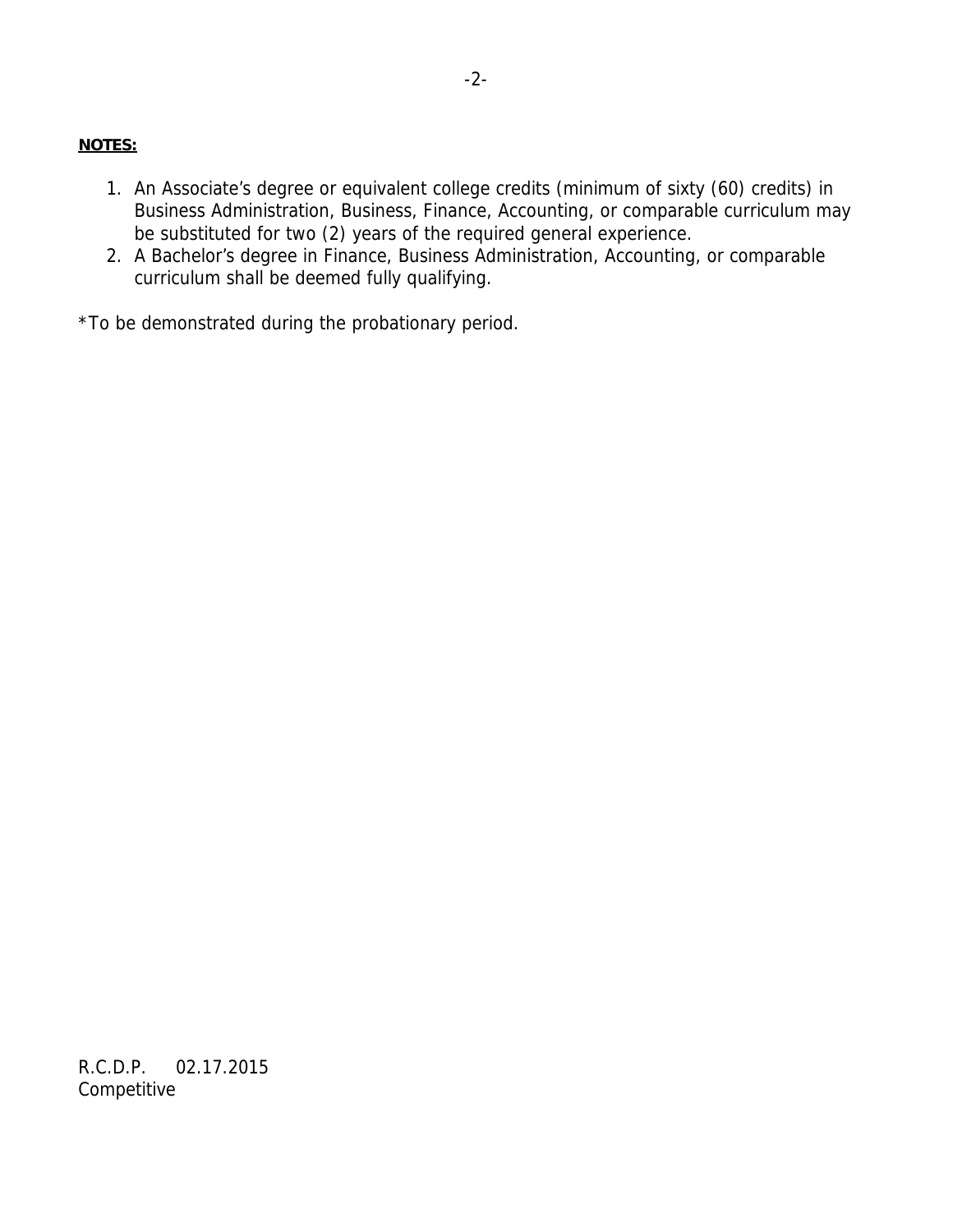**NOTES:**

1. An Associate's degree or equivalent college credits (minimum of sixty (60) credits) in Business Administration, Business, Finance, Accounting, or comparable curriculum may be substituted for two (2) years of the required general experience.
2. A Bachelor's degree in Finance, Business Administration, Accounting, or comparable curriculum shall be deemed fully qualifying.

*To be demonstrated during the probationary period.

R.C.D.P. 02.17.2015
Competitive